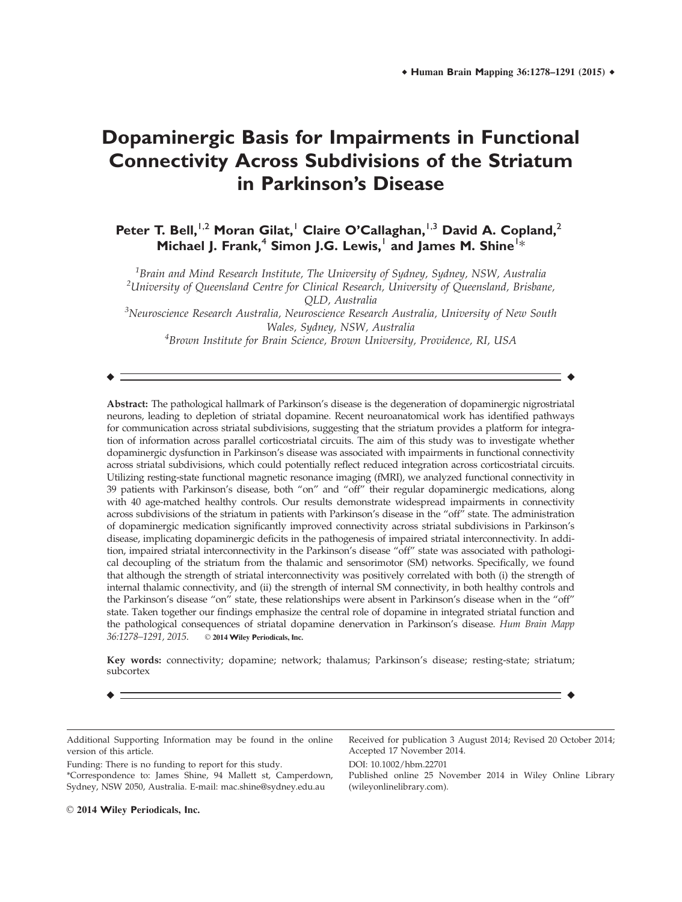# Dopaminergic Basis for Impairments in Functional Connectivity Across Subdivisions of the Striatum in Parkinson's Disease

**Peter T. Bell,[1,2] Moran Gilat,[1] Claire O'Callaghan,[1,3] David A. Copland,[2] Michael J. Frank,[4] Simon J.G. Lewis,[1] and James M. Shine[1]***

[1]*Brain and Mind Research Institute, The University of Sydney, Sydney, NSW, Australia*
[2]*University of Queensland Centre for Clinical Research, University of Queensland, Brisbane, QLD, Australia*
[3]*Neuroscience Research Australia, Neuroscience Research Australia, University of New South Wales, Sydney, NSW, Australia*
[4]*Brown Institute for Brain Science, Brown University, Providence, RI, USA*

---

**Abstract:** The pathological hallmark of Parkinson's disease is the degeneration of dopaminergic nigrostriatal neurons, leading to depletion of striatal dopamine. Recent neuroanatomical work has identified pathways for communication across striatal subdivisions, suggesting that the striatum provides a platform for integration of information across parallel corticostriatal circuits. The aim of this study was to investigate whether dopaminergic dysfunction in Parkinson's disease was associated with impairments in functional connectivity across striatal subdivisions, which could potentially reflect reduced integration across corticostriatal circuits. Utilizing resting-state functional magnetic resonance imaging (fMRI), we analyzed functional connectivity in 39 patients with Parkinson's disease, both "on" and "off" their regular dopaminergic medications, along with 40 age-matched healthy controls. Our results demonstrate widespread impairments in connectivity across subdivisions of the striatum in patients with Parkinson's disease in the "off" state. The administration of dopaminergic medication significantly improved connectivity across striatal subdivisions in Parkinson's disease, implicating dopaminergic deficits in the pathogenesis of impaired striatal interconnectivity. In addition, impaired striatal interconnectivity in the Parkinson's disease "off" state was associated with pathological decoupling of the striatum from the thalamic and sensorimotor (SM) networks. Specifically, we found that although the strength of striatal interconnectivity was positively correlated with both (i) the strength of internal thalamic connectivity, and (ii) the strength of internal SM connectivity, in both healthy controls and the Parkinson's disease "on" state, these relationships were absent in Parkinson's disease when in the "off" state. Taken together our findings emphasize the central role of dopamine in integrated striatal function and the pathological consequences of striatal dopamine denervation in Parkinson's disease. *Hum Brain Mapp 36:1278–1291, 2015.* © **2014 Wiley Periodicals, Inc.**

**Key words:** connectivity; dopamine; network; thalamus; Parkinson's disease; resting-state; striatum; subcortex

---

Additional Supporting Information may be found in the online version of this article.

Funding: There is no funding to report for this study.

*Correspondence to: James Shine, 94 Mallett st, Camperdown, Sydney, NSW 2050, Australia. E-mail: mac.shine@sydney.edu.au

Received for publication 3 August 2014; Revised 20 October 2014; Accepted 17 November 2014.

DOI: 10.1002/hbm.22701

Published online 25 November 2014 in Wiley Online Library (wileyonlinelibrary.com).

© 2014 Wiley Periodicals, Inc.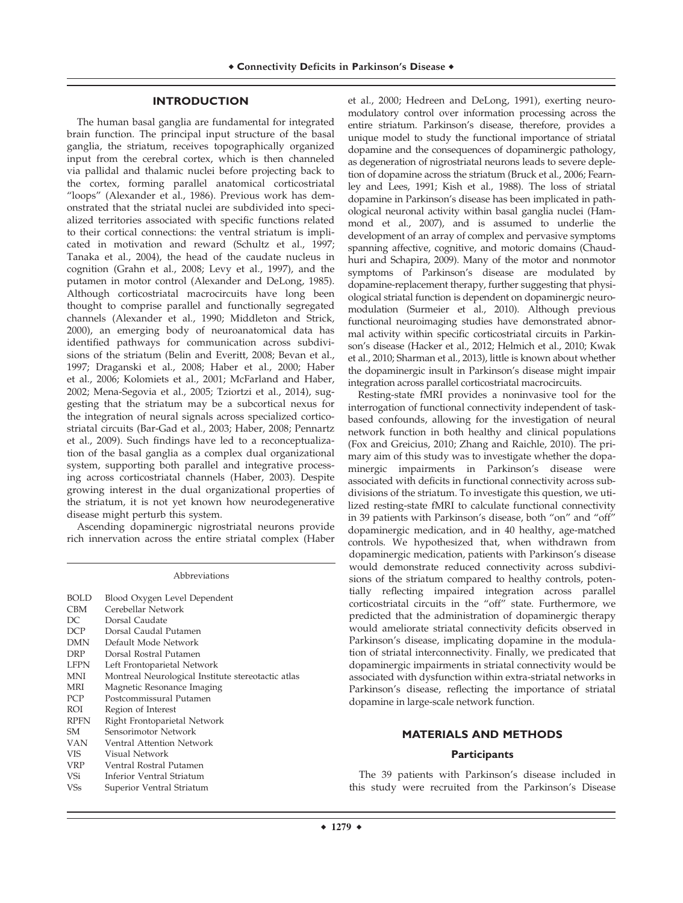## INTRODUCTION

The human basal ganglia are fundamental for integrated brain function. The principal input structure of the basal ganglia, the striatum, receives topographically organized input from the cerebral cortex, which is then channeled via pallidal and thalamic nuclei before projecting back to the cortex, forming parallel anatomical corticostriatal "loops" (Alexander et al., 1986). Previous work has demonstrated that the striatal nuclei are subdivided into specialized territories associated with specific functions related to their cortical connections: the ventral striatum is implicated in motivation and reward (Schultz et al., 1997; Tanaka et al., 2004), the head of the caudate nucleus in cognition (Grahn et al., 2008; Levy et al., 1997), and the putamen in motor control (Alexander and DeLong, 1985). Although corticostriatal macrocircuits have long been thought to comprise parallel and functionally segregated channels (Alexander et al., 1990; Middleton and Strick, 2000), an emerging body of neuroanatomical data has identified pathways for communication across subdivisions of the striatum (Belin and Everitt, 2008; Bevan et al., 1997; Draganski et al., 2008; Haber et al., 2000; Haber et al., 2006; Kolomiets et al., 2001; McFarland and Haber, 2002; Mena-Segovia et al., 2005; Tziortzi et al., 2014), suggesting that the striatum may be a subcortical nexus for the integration of neural signals across specialized corticostriatal circuits (Bar-Gad et al., 2003; Haber, 2008; Pennartz et al., 2009). Such findings have led to a reconceptualization of the basal ganglia as a complex dual organizational system, supporting both parallel and integrative processing across corticostriatal channels (Haber, 2003). Despite growing interest in the dual organizational properties of the striatum, it is not yet known how neurodegenerative disease might perturb this system.

Ascending dopaminergic nigrostriatal neurons provide rich innervation across the entire striatal complex (Haber et al., 2000; Hedreen and DeLong, 1991), exerting neuromodulatory control over information processing across the entire striatum. Parkinson's disease, therefore, provides a unique model to study the functional importance of striatal dopamine and the consequences of dopaminergic pathology, as degeneration of nigrostriatal neurons leads to severe depletion of dopamine across the striatum (Bruck et al., 2006; Fearnley and Lees, 1991; Kish et al., 1988). The loss of striatal dopamine in Parkinson's disease has been implicated in pathological neuronal activity within basal ganglia nuclei (Hammond et al., 2007), and is assumed to underlie the development of an array of complex and pervasive symptoms spanning affective, cognitive, and motoric domains (Chaudhuri and Schapira, 2009). Many of the motor and nonmotor symptoms of Parkinson's disease are modulated by dopamine-replacement therapy, further suggesting that physiological striatal function is dependent on dopaminergic neuromodulation (Surmeier et al., 2010). Although previous functional neuroimaging studies have demonstrated abnormal activity within specific corticostriatal circuits in Parkinson's disease (Hacker et al., 2012; Helmich et al., 2010; Kwak et al., 2010; Sharman et al., 2013), little is known about whether the dopaminergic insult in Parkinson's disease might impair integration across parallel corticostriatal macrocircuits.

Resting-state fMRI provides a noninvasive tool for the interrogation of functional connectivity independent of task-based confounds, allowing for the investigation of neural network function in both healthy and clinical populations (Fox and Greicius, 2010; Zhang and Raichle, 2010). The primary aim of this study was to investigate whether the dopaminergic impairments in Parkinson's disease were associated with deficits in functional connectivity across subdivisions of the striatum. To investigate this question, we utilized resting-state fMRI to calculate functional connectivity in 39 patients with Parkinson's disease, both "on" and "off" dopaminergic medication, and in 40 healthy, age-matched controls. We hypothesized that, when withdrawn from dopaminergic medication, patients with Parkinson's disease would demonstrate reduced connectivity across subdivisions of the striatum compared to healthy controls, potentially reflecting impaired integration across parallel corticostriatal circuits in the "off" state. Furthermore, we predicted that the administration of dopaminergic therapy would ameliorate striatal connectivity deficits observed in Parkinson's disease, implicating dopamine in the modulation of striatal interconnectivity. Finally, we predicated that dopaminergic impairments in striatal connectivity would be associated with dysfunction within extra-striatal networks in Parkinson's disease, reflecting the importance of striatal dopamine in large-scale network function.

| Abbreviations | |
|---|---|
| BOLD | Blood Oxygen Level Dependent |
| CBM | Cerebellar Network |
| DC | Dorsal Caudate |
| DCP | Dorsal Caudal Putamen |
| DMN | Default Mode Network |
| DRP | Dorsal Rostral Putamen |
| LFPN | Left Frontoparietal Network |
| MNI | Montreal Neurological Institute stereotactic atlas |
| MRI | Magnetic Resonance Imaging |
| PCP | Postcommissural Putamen |
| ROI | Region of Interest |
| RPFN | Right Frontoparietal Network |
| SM | Sensorimotor Network |
| VAN | Ventral Attention Network |
| VIS | Visual Network |
| VRP | Ventral Rostral Putamen |
| VSi | Inferior Ventral Striatum |
| VSs | Superior Ventral Striatum |

## MATERIALS AND METHODS

### Participants

The 39 patients with Parkinson's disease included in this study were recruited from the Parkinson's Disease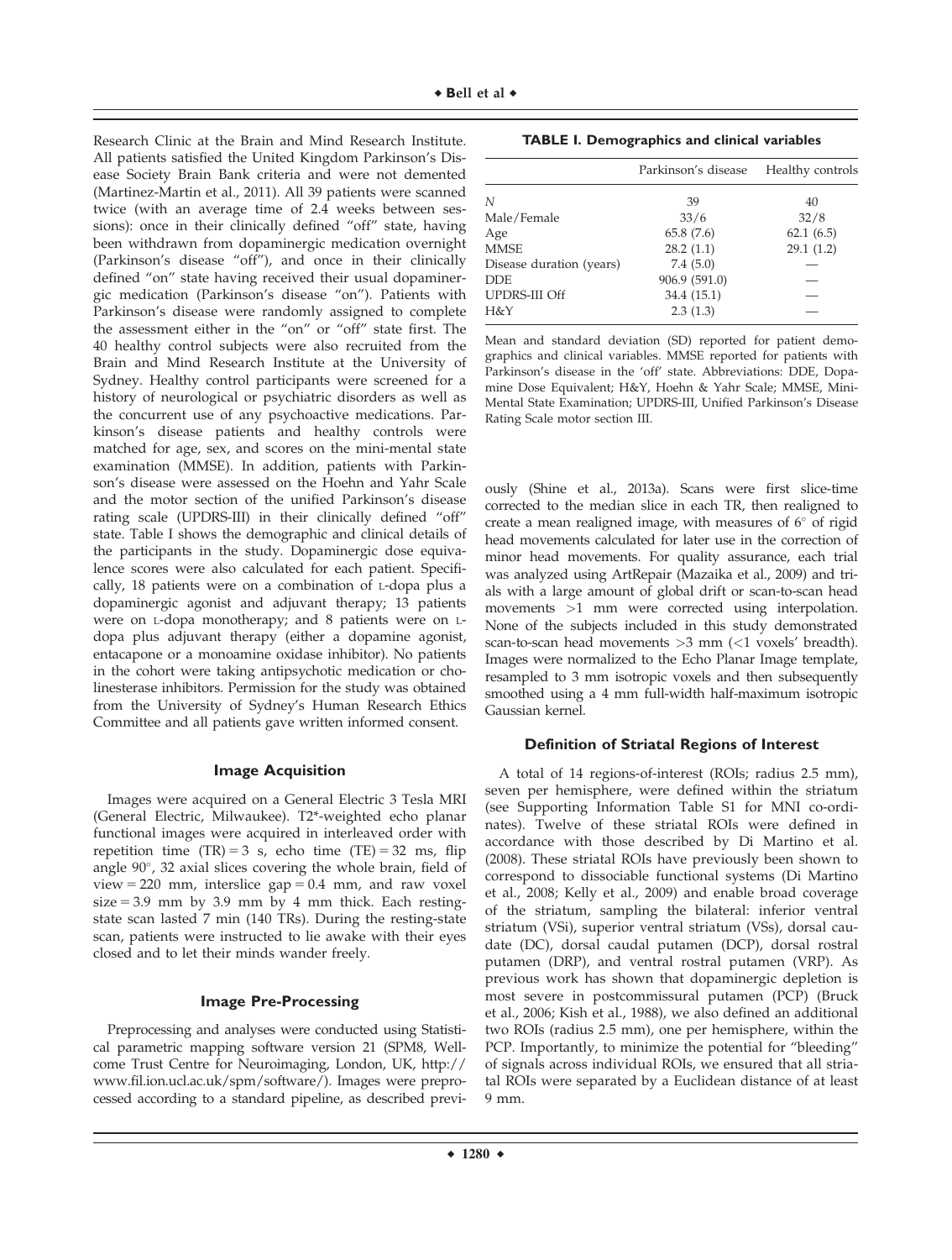Research Clinic at the Brain and Mind Research Institute. All patients satisfied the United Kingdom Parkinson's Disease Society Brain Bank criteria and were not demented (Martinez-Martin et al., 2011). All 39 patients were scanned twice (with an average time of 2.4 weeks between sessions): once in their clinically defined "off" state, having been withdrawn from dopaminergic medication overnight (Parkinson's disease "off"), and once in their clinically defined "on" state having received their usual dopaminergic medication (Parkinson's disease "on"). Patients with Parkinson's disease were randomly assigned to complete the assessment either in the "on" or "off" state first. The 40 healthy control subjects were also recruited from the Brain and Mind Research Institute at the University of Sydney. Healthy control participants were screened for a history of neurological or psychiatric disorders as well as the concurrent use of any psychoactive medications. Parkinson's disease patients and healthy controls were matched for age, sex, and scores on the mini-mental state examination (MMSE). In addition, patients with Parkinson's disease were assessed on the Hoehn and Yahr Scale and the motor section of the unified Parkinson's disease rating scale (UPDRS-III) in their clinically defined "off" state. Table I shows the demographic and clinical details of the participants in the study. Dopaminergic dose equivalence scores were also calculated for each patient. Specifically, 18 patients were on a combination of L-dopa plus a dopaminergic agonist and adjuvant therapy; 13 patients were on L-dopa monotherapy; and 8 patients were on L-dopa plus adjuvant therapy (either a dopamine agonist, entacapone or a monoamine oxidase inhibitor). No patients in the cohort were taking antipsychotic medication or cholinesterase inhibitors. Permission for the study was obtained from the University of Sydney's Human Research Ethics Committee and all patients gave written informed consent.

**TABLE I. Demographics and clinical variables**

| | Parkinson's disease | Healthy controls |
|---|---|---|
| *N* | 39 | 40 |
| Male/Female | 33/6 | 32/8 |
| Age | 65.8 (7.6) | 62.1 (6.5) |
| MMSE | 28.2 (1.1) | 29.1 (1.2) |
| Disease duration (years) | 7.4 (5.0) | — |
| DDE | 906.9 (591.0) | — |
| UPDRS-III Off | 34.4 (15.1) | — |
| H&Y | 2.3 (1.3) | — |

Mean and standard deviation (SD) reported for patient demographics and clinical variables. MMSE reported for patients with Parkinson's disease in the 'off' state. Abbreviations: DDE, Dopamine Dose Equivalent; H&Y, Hoehn & Yahr Scale; MMSE, Mini-Mental State Examination; UPDRS-III, Unified Parkinson's Disease Rating Scale motor section III.

### Image Acquisition

Images were acquired on a General Electric 3 Tesla MRI (General Electric, Milwaukee). T2*-weighted echo planar functional images were acquired in interleaved order with repetition time (TR) = 3 s, echo time (TE) = 32 ms, flip angle 90°, 32 axial slices covering the whole brain, field of view = 220 mm, interslice gap = 0.4 mm, and raw voxel size = 3.9 mm by 3.9 mm by 4 mm thick. Each resting-state scan lasted 7 min (140 TRs). During the resting-state scan, patients were instructed to lie awake with their eyes closed and to let their minds wander freely.

### Image Pre-Processing

Preprocessing and analyses were conducted using Statistical parametric mapping software version 21 (SPM8, Wellcome Trust Centre for Neuroimaging, London, UK, http://www.fil.ion.ucl.ac.uk/spm/software/). Images were preprocessed according to a standard pipeline, as described previously (Shine et al., 2013a). Scans were first slice-time corrected to the median slice in each TR, then realigned to create a mean realigned image, with measures of 6° of rigid head movements calculated for later use in the correction of minor head movements. For quality assurance, each trial was analyzed using ArtRepair (Mazaika et al., 2009) and trials with a large amount of global drift or scan-to-scan head movements >1 mm were corrected using interpolation. None of the subjects included in this study demonstrated scan-to-scan head movements >3 mm (<1 voxels' breadth). Images were normalized to the Echo Planar Image template, resampled to 3 mm isotropic voxels and then subsequently smoothed using a 4 mm full-width half-maximum isotropic Gaussian kernel.

### Definition of Striatal Regions of Interest

A total of 14 regions-of-interest (ROIs; radius 2.5 mm), seven per hemisphere, were defined within the striatum (see Supporting Information Table S1 for MNI co-ordinates). Twelve of these striatal ROIs were defined in accordance with those described by Di Martino et al. (2008). These striatal ROIs have previously been shown to correspond to dissociable functional systems (Di Martino et al., 2008; Kelly et al., 2009) and enable broad coverage of the striatum, sampling the bilateral: inferior ventral striatum (VSi), superior ventral striatum (VSs), dorsal caudate (DC), dorsal caudal putamen (DCP), dorsal rostral putamen (DRP), and ventral rostral putamen (VRP). As previous work has shown that dopaminergic depletion is most severe in postcommissural putamen (PCP) (Bruck et al., 2006; Kish et al., 1988), we also defined an additional two ROIs (radius 2.5 mm), one per hemisphere, within the PCP. Importantly, to minimize the potential for "bleeding" of signals across individual ROIs, we ensured that all striatal ROIs were separated by a Euclidean distance of at least 9 mm.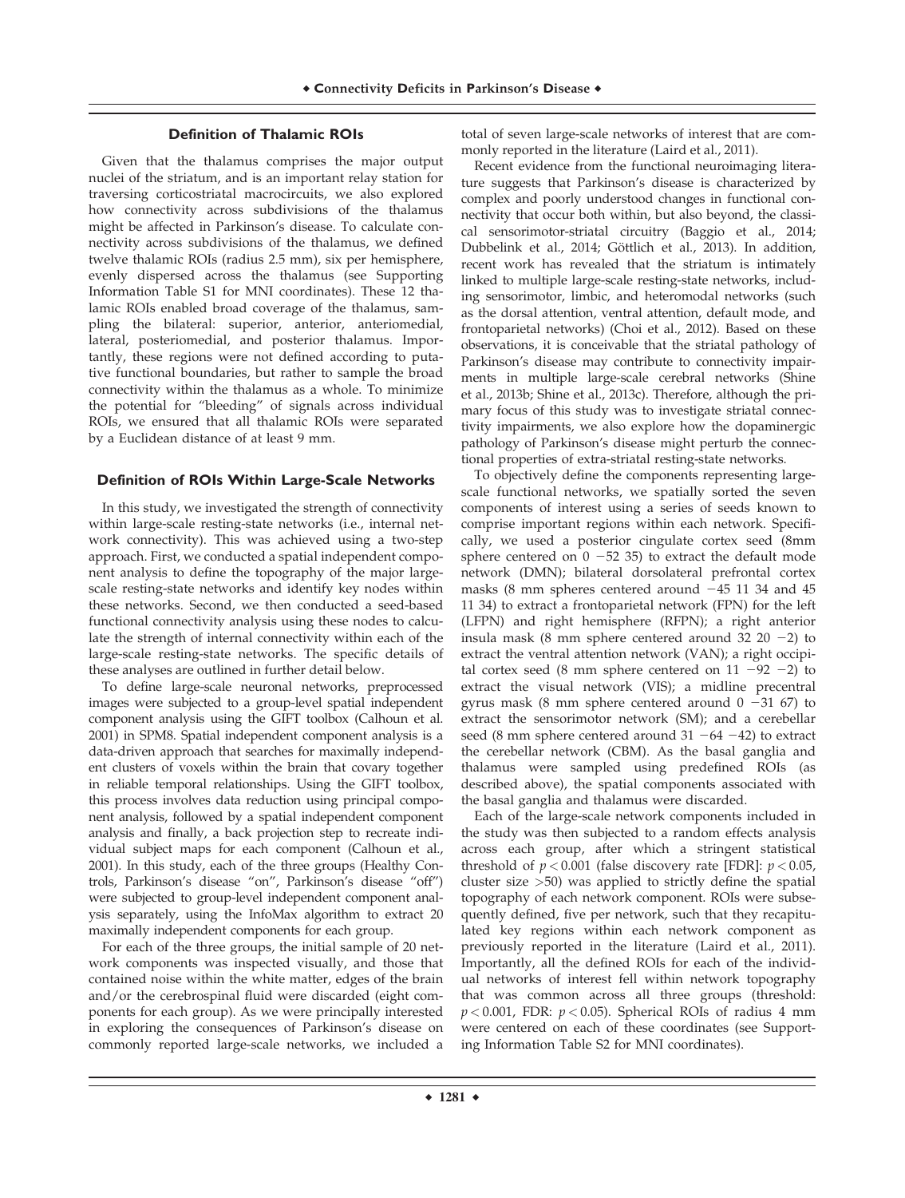### Definition of Thalamic ROIs

Given that the thalamus comprises the major output nuclei of the striatum, and is an important relay station for traversing corticostriatal macrocircuits, we also explored how connectivity across subdivisions of the thalamus might be affected in Parkinson's disease. To calculate connectivity across subdivisions of the thalamus, we defined twelve thalamic ROIs (radius 2.5 mm), six per hemisphere, evenly dispersed across the thalamus (see Supporting Information Table S1 for MNI coordinates). These 12 thalamic ROIs enabled broad coverage of the thalamus, sampling the bilateral: superior, anterior, anteriomedial, lateral, posteriomedial, and posterior thalamus. Importantly, these regions were not defined according to putative functional boundaries, but rather to sample the broad connectivity within the thalamus as a whole. To minimize the potential for "bleeding" of signals across individual ROIs, we ensured that all thalamic ROIs were separated by a Euclidean distance of at least 9 mm.

### Definition of ROIs Within Large-Scale Networks

In this study, we investigated the strength of connectivity within large-scale resting-state networks (i.e., internal network connectivity). This was achieved using a two-step approach. First, we conducted a spatial independent component analysis to define the topography of the major large-scale resting-state networks and identify key nodes within these networks. Second, we then conducted a seed-based functional connectivity analysis using these nodes to calculate the strength of internal connectivity within each of the large-scale resting-state networks. The specific details of these analyses are outlined in further detail below.

To define large-scale neuronal networks, preprocessed images were subjected to a group-level spatial independent component analysis using the GIFT toolbox (Calhoun et al. 2001) in SPM8. Spatial independent component analysis is a data-driven approach that searches for maximally independent clusters of voxels within the brain that covary together in reliable temporal relationships. Using the GIFT toolbox, this process involves data reduction using principal component analysis, followed by a spatial independent component analysis and finally, a back projection step to recreate individual subject maps for each component (Calhoun et al., 2001). In this study, each of the three groups (Healthy Controls, Parkinson's disease "on", Parkinson's disease "off") were subjected to group-level independent component analysis separately, using the InfoMax algorithm to extract 20 maximally independent components for each group.

For each of the three groups, the initial sample of 20 network components was inspected visually, and those that contained noise within the white matter, edges of the brain and/or the cerebrospinal fluid were discarded (eight components for each group). As we were principally interested in exploring the consequences of Parkinson's disease on commonly reported large-scale networks, we included a total of seven large-scale networks of interest that are commonly reported in the literature (Laird et al., 2011).

Recent evidence from the functional neuroimaging literature suggests that Parkinson's disease is characterized by complex and poorly understood changes in functional connectivity that occur both within, but also beyond, the classical sensorimotor-striatal circuitry (Baggio et al., 2014; Dubbelink et al., 2014; Göttlich et al., 2013). In addition, recent work has revealed that the striatum is intimately linked to multiple large-scale resting-state networks, including sensorimotor, limbic, and heteromodal networks (such as the dorsal attention, ventral attention, default mode, and frontoparietal networks) (Choi et al., 2012). Based on these observations, it is conceivable that the striatal pathology of Parkinson's disease may contribute to connectivity impairments in multiple large-scale cerebral networks (Shine et al., 2013b; Shine et al., 2013c). Therefore, although the primary focus of this study was to investigate striatal connectivity impairments, we also explore how the dopaminergic pathology of Parkinson's disease might perturb the connectional properties of extra-striatal resting-state networks.

To objectively define the components representing large-scale functional networks, we spatially sorted the seven components of interest using a series of seeds known to comprise important regions within each network. Specifically, we used a posterior cingulate cortex seed (8mm sphere centered on 0 −52 35) to extract the default mode network (DMN); bilateral dorsolateral prefrontal cortex masks (8 mm spheres centered around −45 11 34 and 45 11 34) to extract a frontoparietal network (FPN) for the left (LFPN) and right hemisphere (RFPN); a right anterior insula mask (8 mm sphere centered around 32 20 −2) to extract the ventral attention network (VAN); a right occipital cortex seed (8 mm sphere centered on 11 −92 −2) to extract the visual network (VIS); a midline precentral gyrus mask (8 mm sphere centered around 0 −31 67) to extract the sensorimotor network (SM); and a cerebellar seed (8 mm sphere centered around 31 −64 −42) to extract the cerebellar network (CBM). As the basal ganglia and thalamus were sampled using predefined ROIs (as described above), the spatial components associated with the basal ganglia and thalamus were discarded.

Each of the large-scale network components included in the study was then subjected to a random effects analysis across each group, after which a stringent statistical threshold of $p < 0.001$ (false discovery rate [FDR]: $p < 0.05$, cluster size $>50$) was applied to strictly define the spatial topography of each network component. ROIs were subsequently defined, five per network, such that they recapitulated key regions within each network component as previously reported in the literature (Laird et al., 2011). Importantly, all the defined ROIs for each of the individual networks of interest fell within network topography that was common across all three groups (threshold: $p < 0.001$, FDR: $p < 0.05$). Spherical ROIs of radius 4 mm were centered on each of these coordinates (see Supporting Information Table S2 for MNI coordinates).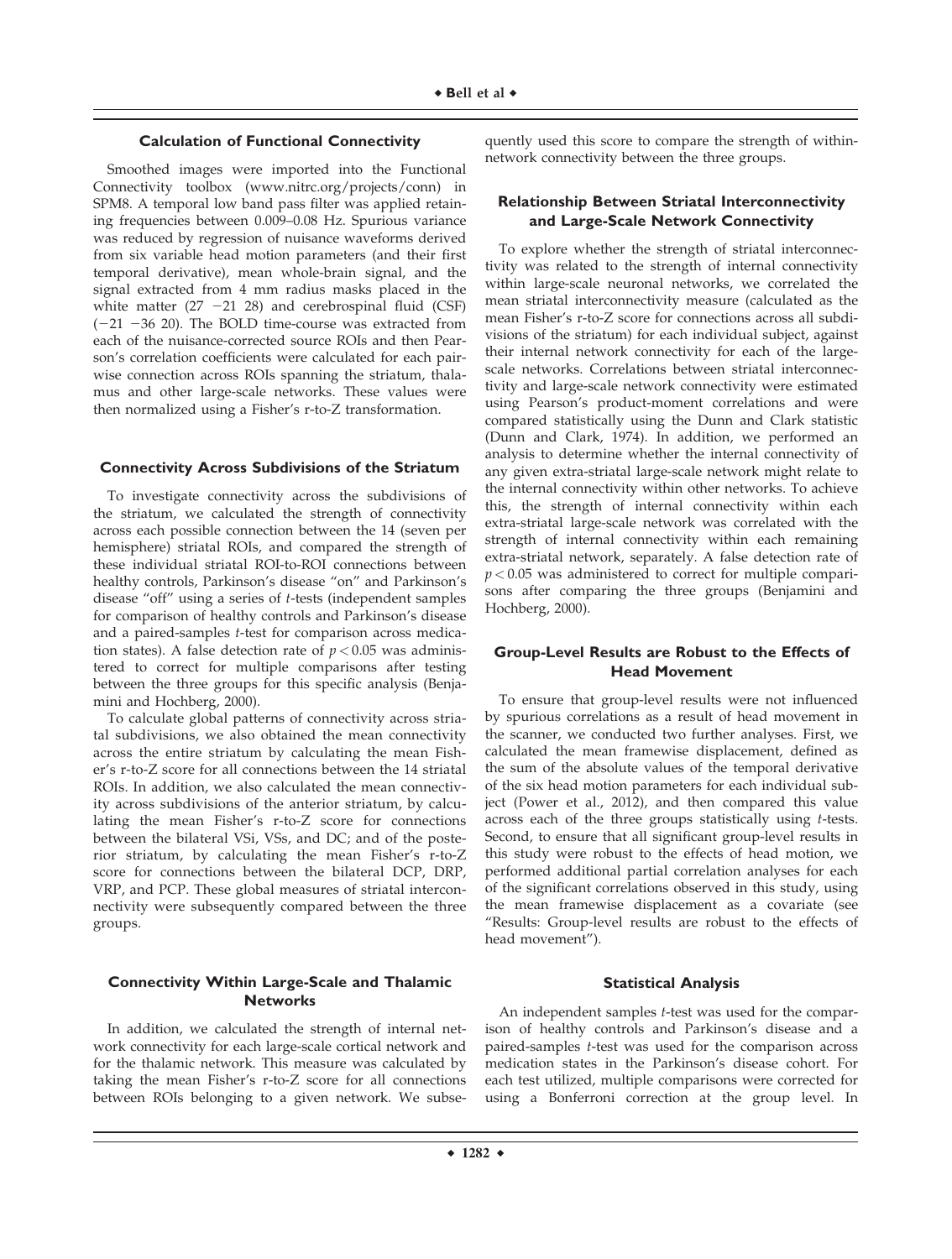### Calculation of Functional Connectivity

Smoothed images were imported into the Functional Connectivity toolbox (www.nitrc.org/projects/conn) in SPM8. A temporal low band pass filter was applied retaining frequencies between 0.009–0.08 Hz. Spurious variance was reduced by regression of nuisance waveforms derived from six variable head motion parameters (and their first temporal derivative), mean whole-brain signal, and the signal extracted from 4 mm radius masks placed in the white matter (27 −21 28) and cerebrospinal fluid (CSF) (−21 −36 20). The BOLD time-course was extracted from each of the nuisance-corrected source ROIs and then Pearson's correlation coefficients were calculated for each pairwise connection across ROIs spanning the striatum, thalamus and other large-scale networks. These values were then normalized using a Fisher's r-to-Z transformation.

### Connectivity Across Subdivisions of the Striatum

To investigate connectivity across the subdivisions of the striatum, we calculated the strength of connectivity across each possible connection between the 14 (seven per hemisphere) striatal ROIs, and compared the strength of these individual striatal ROI-to-ROI connections between healthy controls, Parkinson's disease "on" and Parkinson's disease "off" using a series of *t*-tests (independent samples for comparison of healthy controls and Parkinson's disease and a paired-samples *t*-test for comparison across medication states). A false detection rate of $p < 0.05$ was administered to correct for multiple comparisons after testing between the three groups for this specific analysis (Benjamini and Hochberg, 2000).

To calculate global patterns of connectivity across striatal subdivisions, we also obtained the mean connectivity across the entire striatum by calculating the mean Fisher's r-to-Z score for all connections between the 14 striatal ROIs. In addition, we also calculated the mean connectivity across subdivisions of the anterior striatum, by calculating the mean Fisher's r-to-Z score for connections between the bilateral VSi, VSs, and DC; and of the posterior striatum, by calculating the mean Fisher's r-to-Z score for connections between the bilateral DCP, DRP, VRP, and PCP. These global measures of striatal interconnectivity were subsequently compared between the three groups.

### Connectivity Within Large-Scale and Thalamic Networks

In addition, we calculated the strength of internal network connectivity for each large-scale cortical network and for the thalamic network. This measure was calculated by taking the mean Fisher's r-to-Z score for all connections between ROIs belonging to a given network. We subsequently used this score to compare the strength of within-network connectivity between the three groups.

### Relationship Between Striatal Interconnectivity and Large-Scale Network Connectivity

To explore whether the strength of striatal interconnectivity was related to the strength of internal connectivity within large-scale neuronal networks, we correlated the mean striatal interconnectivity measure (calculated as the mean Fisher's r-to-Z score for connections across all subdivisions of the striatum) for each individual subject, against their internal network connectivity for each of the large-scale networks. Correlations between striatal interconnectivity and large-scale network connectivity were estimated using Pearson's product-moment correlations and were compared statistically using the Dunn and Clark statistic (Dunn and Clark, 1974). In addition, we performed an analysis to determine whether the internal connectivity of any given extra-striatal large-scale network might relate to the internal connectivity within other networks. To achieve this, the strength of internal connectivity within each extra-striatal large-scale network was correlated with the strength of internal connectivity within each remaining extra-striatal network, separately. A false detection rate of $p < 0.05$ was administered to correct for multiple comparisons after comparing the three groups (Benjamini and Hochberg, 2000).

### Group-Level Results are Robust to the Effects of Head Movement

To ensure that group-level results were not influenced by spurious correlations as a result of head movement in the scanner, we conducted two further analyses. First, we calculated the mean framewise displacement, defined as the sum of the absolute values of the temporal derivative of the six head motion parameters for each individual subject (Power et al., 2012), and then compared this value across each of the three groups statistically using *t*-tests. Second, to ensure that all significant group-level results in this study were robust to the effects of head motion, we performed additional partial correlation analyses for each of the significant correlations observed in this study, using the mean framewise displacement as a covariate (see "Results: Group-level results are robust to the effects of head movement").

### Statistical Analysis

An independent samples *t*-test was used for the comparison of healthy controls and Parkinson's disease and a paired-samples *t*-test was used for the comparison across medication states in the Parkinson's disease cohort. For each test utilized, multiple comparisons were corrected for using a Bonferroni correction at the group level. In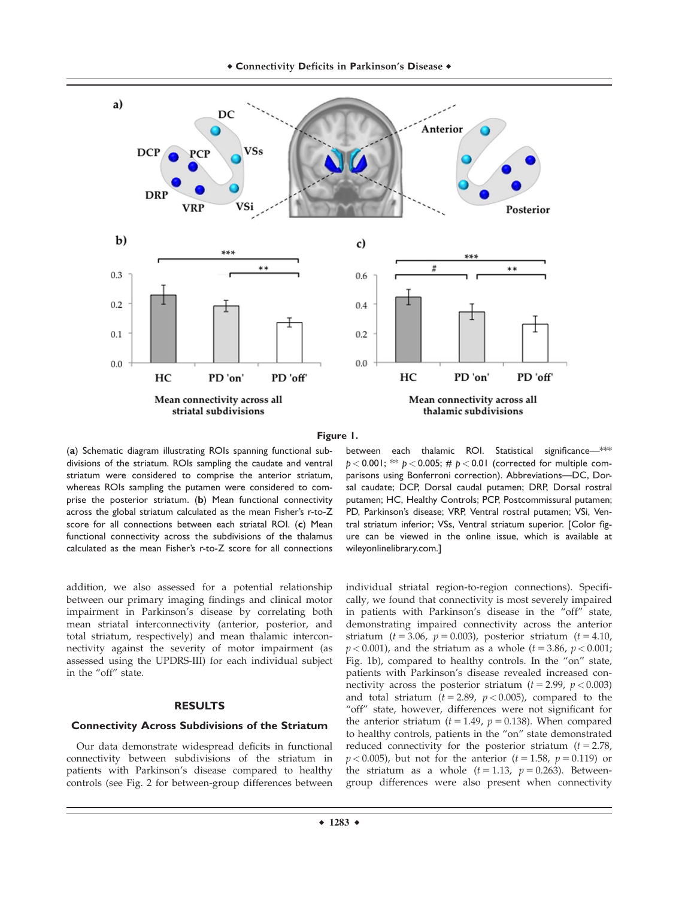**Figure 1.**

(**a**) Schematic diagram illustrating ROIs spanning functional subdivisions of the striatum. ROIs sampling the caudate and ventral striatum were considered to comprise the anterior striatum, whereas ROIs sampling the putamen were considered to comprise the posterior striatum. (**b**) Mean functional connectivity across the global striatum calculated as the mean Fisher's r-to-Z score for all connections between each striatal ROI. (**c**) Mean functional connectivity across the subdivisions of the thalamus calculated as the mean Fisher's r-to-Z score for all connections between each thalamic ROI. Statistical significance—*** $p < 0.001$; ** $p < 0.005$; # $p < 0.01$ (corrected for multiple comparisons using Bonferroni correction). Abbreviations—DC, Dorsal caudate; DCP, Dorsal caudal putamen; DRP, Dorsal rostral putamen; HC, Healthy Controls; PCP, Postcommissural putamen; PD, Parkinson's disease; VRP, Ventral rostral putamen; VSi, Ventral striatum inferior; VSs, Ventral striatum superior. [Color figure can be viewed in the online issue, which is available at wileyonlinelibrary.com.]

addition, we also assessed for a potential relationship between our primary imaging findings and clinical motor impairment in Parkinson's disease by correlating both mean striatal interconnectivity (anterior, posterior, and total striatum, respectively) and mean thalamic interconnectivity against the severity of motor impairment (as assessed using the UPDRS-III) for each individual subject in the "off" state.

## RESULTS

### Connectivity Across Subdivisions of the Striatum

Our data demonstrate widespread deficits in functional connectivity between subdivisions of the striatum in patients with Parkinson's disease compared to healthy controls (see Fig. 2 for between-group differences between individual striatal region-to-region connections). Specifically, we found that connectivity is most severely impaired in patients with Parkinson's disease in the "off" state, demonstrating impaired connectivity across the anterior striatum ($t = 3.06$, $p = 0.003$), posterior striatum ($t = 4.10$, $p < 0.001$), and the striatum as a whole ($t = 3.86$, $p < 0.001$; Fig. 1b), compared to healthy controls. In the "on" state, patients with Parkinson's disease revealed increased connectivity across the posterior striatum ($t = 2.99$, $p < 0.003$) and total striatum ($t = 2.89$, $p < 0.005$), compared to the "off" state, however, differences were not significant for the anterior striatum ($t = 1.49$, $p = 0.138$). When compared to healthy controls, patients in the "on" state demonstrated reduced connectivity for the posterior striatum ($t = 2.78$, $p < 0.005$), but not for the anterior ($t = 1.58$, $p = 0.119$) or the striatum as a whole ($t = 1.13$, $p = 0.263$). Between-group differences were also present when connectivity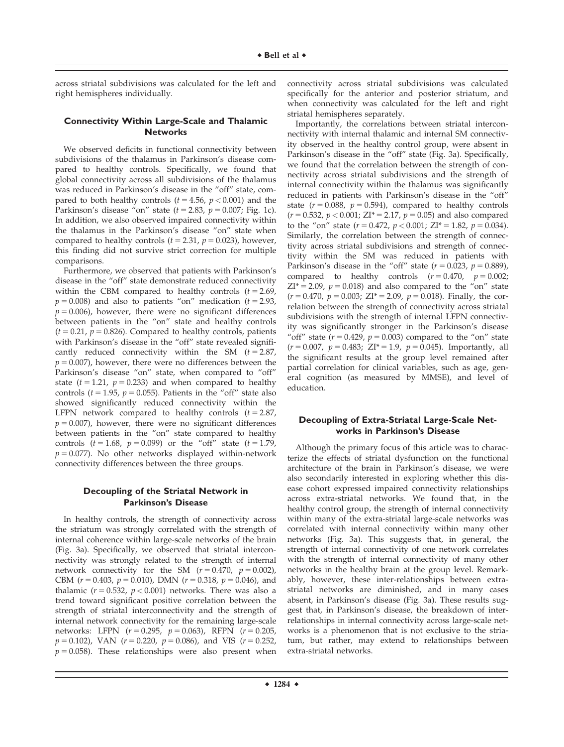across striatal subdivisions was calculated for the left and right hemispheres individually.

### Connectivity Within Large-Scale and Thalamic Networks

We observed deficits in functional connectivity between subdivisions of the thalamus in Parkinson's disease compared to healthy controls. Specifically, we found that global connectivity across all subdivisions of the thalamus was reduced in Parkinson's disease in the "off" state, compared to both healthy controls ($t = 4.56$, $p < 0.001$) and the Parkinson's disease "on" state ($t = 2.83$, $p = 0.007$; Fig. 1c). In addition, we also observed impaired connectivity within the thalamus in the Parkinson's disease "on" state when compared to healthy controls ($t = 2.31$, $p = 0.023$), however, this finding did not survive strict correction for multiple comparisons.

Furthermore, we observed that patients with Parkinson's disease in the "off" state demonstrate reduced connectivity within the CBM compared to healthy controls ($t = 2.69$, $p = 0.008$) and also to patients "on" medication ($t = 2.93$, $p = 0.006$), however, there were no significant differences between patients in the "on" state and healthy controls ($t = 0.21$, $p = 0.826$). Compared to healthy controls, patients with Parkinson's disease in the "off" state revealed significantly reduced connectivity within the SM ($t = 2.87$, $p = 0.007$), however, there were no differences between the Parkinson's disease "on" state, when compared to "off" state ($t = 1.21$, $p = 0.233$) and when compared to healthy controls ($t = 1.95$, $p = 0.055$). Patients in the "off" state also showed significantly reduced connectivity within the LFPN network compared to healthy controls ($t = 2.87$, $p = 0.007$), however, there were no significant differences between patients in the "on" state compared to healthy controls ($t = 1.68$, $p = 0.099$) or the "off" state ($t = 1.79$, $p = 0.077$). No other networks displayed within-network connectivity differences between the three groups.

### Decoupling of the Striatal Network in Parkinson's Disease

In healthy controls, the strength of connectivity across the striatum was strongly correlated with the strength of internal coherence within large-scale networks of the brain (Fig. 3a). Specifically, we observed that striatal interconnectivity was strongly related to the strength of internal network connectivity for the SM ($r = 0.470$, $p = 0.002$), CBM ($r = 0.403$, $p = 0.010$), DMN ($r = 0.318$, $p = 0.046$), and thalamic ($r = 0.532$, $p < 0.001$) networks. There was also a trend toward significant positive correlation between the strength of striatal interconnectivity and the strength of internal network connectivity for the remaining large-scale networks: LFPN ($r = 0.295$, $p = 0.063$), RFPN ($r = 0.205$, $p = 0.102$), VAN ($r = 0.220$, $p = 0.086$), and VIS ($r = 0.252$, $p = 0.058$). These relationships were also present when connectivity across striatal subdivisions was calculated specifically for the anterior and posterior striatum, and when connectivity was calculated for the left and right striatal hemispheres separately.

Importantly, the correlations between striatal interconnectivity with internal thalamic and internal SM connectivity observed in the healthy control group, were absent in Parkinson's disease in the "off" state (Fig. 3a). Specifically, we found that the correlation between the strength of connectivity across striatal subdivisions and the strength of internal connectivity within the thalamus was significantly reduced in patients with Parkinson's disease in the "off" state ($r = 0.088$, $p = 0.594$), compared to healthy controls ($r = 0.532$, $p < 0.001$; $ZI^* = 2.17$, $p = 0.05$) and also compared to the "on" state ($r = 0.472$, $p < 0.001$; $ZI^* = 1.82$, $p = 0.034$). Similarly, the correlation between the strength of connectivity across striatal subdivisions and strength of connectivity within the SM was reduced in patients with Parkinson's disease in the "off" state ($r = 0.023$, $p = 0.889$), compared to healthy controls ($r = 0.470$, $p = 0.002$; $ZI^* = 2.09$, $p = 0.018$) and also compared to the "on" state ($r = 0.470$, $p = 0.003$; $ZI^* = 2.09$, $p = 0.018$). Finally, the correlation between the strength of connectivity across striatal subdivisions with the strength of internal LFPN connectivity was significantly stronger in the Parkinson's disease "off" state ($r = 0.429$, $p = 0.003$) compared to the "on" state ($r = 0.007$, $p = 0.483$; $ZI^* = 1.9$, $p = 0.045$). Importantly, all the significant results at the group level remained after partial correlation for clinical variables, such as age, general cognition (as measured by MMSE), and level of education.

### Decoupling of Extra-Striatal Large-Scale Networks in Parkinson's Disease

Although the primary focus of this article was to characterize the effects of striatal dysfunction on the functional architecture of the brain in Parkinson's disease, we were also secondarily interested in exploring whether this disease cohort expressed impaired connectivity relationships across extra-striatal networks. We found that, in the healthy control group, the strength of internal connectivity within many of the extra-striatal large-scale networks was correlated with internal connectivity within many other networks (Fig. 3a). This suggests that, in general, the strength of internal connectivity of one network correlates with the strength of internal connectivity of many other networks in the healthy brain at the group level. Remarkably, however, these inter-relationships between extra-striatal networks are diminished, and in many cases absent, in Parkinson's disease (Fig. 3a). These results suggest that, in Parkinson's disease, the breakdown of inter-relationships in internal connectivity across large-scale networks is a phenomenon that is not exclusive to the striatum, but rather, may extend to relationships between extra-striatal networks.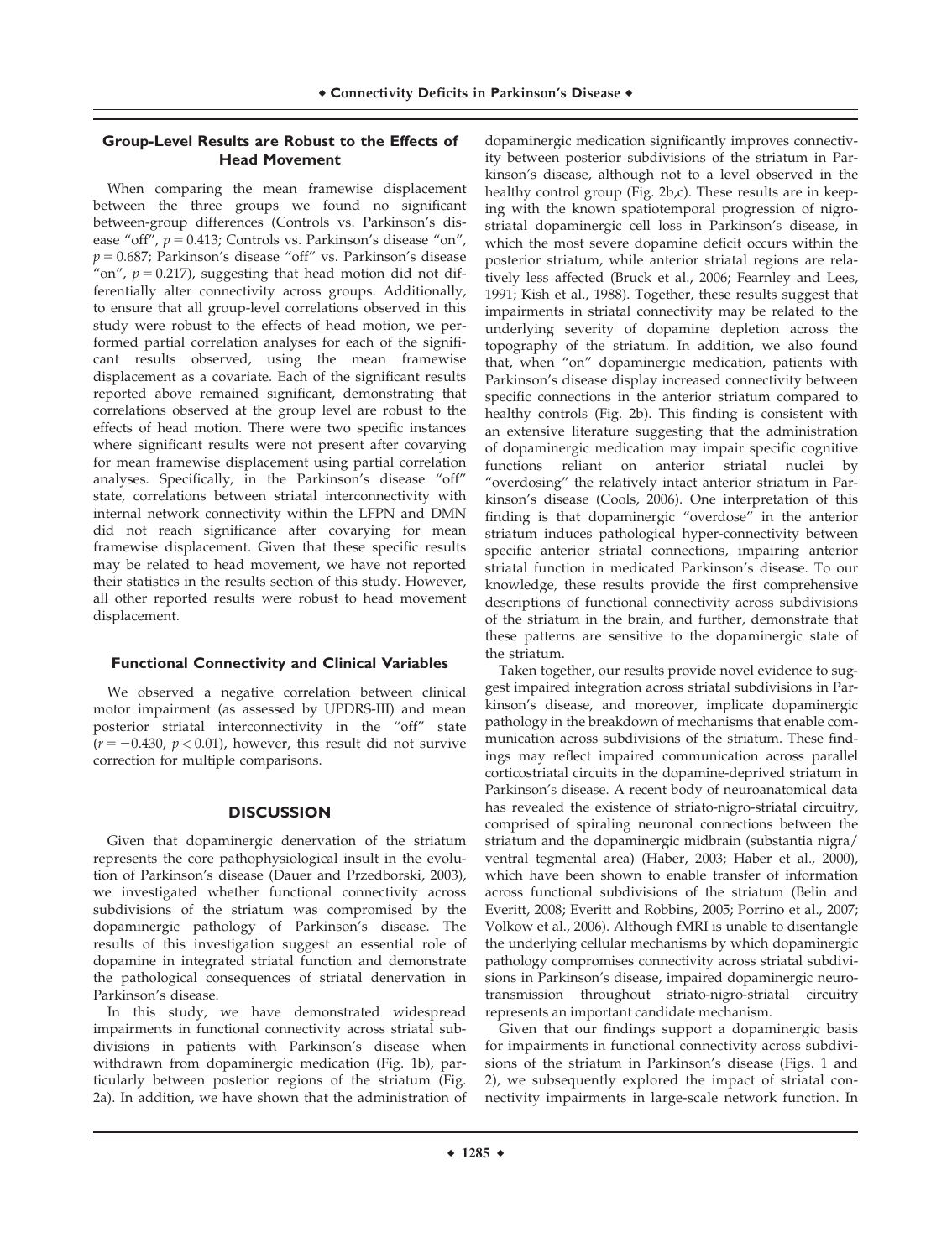### Group-Level Results are Robust to the Effects of Head Movement

When comparing the mean framewise displacement between the three groups we found no significant between-group differences (Controls vs. Parkinson's disease "off", $p = 0.413$; Controls vs. Parkinson's disease "on", $p = 0.687$; Parkinson's disease "off" vs. Parkinson's disease "on", $p = 0.217$), suggesting that head motion did not differentially alter connectivity across groups. Additionally, to ensure that all group-level correlations observed in this study were robust to the effects of head motion, we performed partial correlation analyses for each of the significant results observed, using the mean framewise displacement as a covariate. Each of the significant results reported above remained significant, demonstrating that correlations observed at the group level are robust to the effects of head motion. There were two specific instances where significant results were not present after covarying for mean framewise displacement using partial correlation analyses. Specifically, in the Parkinson's disease "off" state, correlations between striatal interconnectivity with internal network connectivity within the LFPN and DMN did not reach significance after covarying for mean framewise displacement. Given that these specific results may be related to head movement, we have not reported their statistics in the results section of this study. However, all other reported results were robust to head movement displacement.

### Functional Connectivity and Clinical Variables

We observed a negative correlation between clinical motor impairment (as assessed by UPDRS-III) and mean posterior striatal interconnectivity in the "off" state ($r = -0.430$, $p < 0.01$), however, this result did not survive correction for multiple comparisons.

## DISCUSSION

Given that dopaminergic denervation of the striatum represents the core pathophysiological insult in the evolution of Parkinson's disease (Dauer and Przedborski, 2003), we investigated whether functional connectivity across subdivisions of the striatum was compromised by the dopaminergic pathology of Parkinson's disease. The results of this investigation suggest an essential role of dopamine in integrated striatal function and demonstrate the pathological consequences of striatal denervation in Parkinson's disease.

In this study, we have demonstrated widespread impairments in functional connectivity across striatal subdivisions in patients with Parkinson's disease when withdrawn from dopaminergic medication (Fig. 1b), particularly between posterior regions of the striatum (Fig. 2a). In addition, we have shown that the administration of dopaminergic medication significantly improves connectivity between posterior subdivisions of the striatum in Parkinson's disease, although not to a level observed in the healthy control group (Fig. 2b,c). These results are in keeping with the known spatiotemporal progression of nigrostriatal dopaminergic cell loss in Parkinson's disease, in which the most severe dopamine deficit occurs within the posterior striatum, while anterior striatal regions are relatively less affected (Bruck et al., 2006; Fearnley and Lees, 1991; Kish et al., 1988). Together, these results suggest that impairments in striatal connectivity may be related to the underlying severity of dopamine depletion across the topography of the striatum. In addition, we also found that, when "on" dopaminergic medication, patients with Parkinson's disease display increased connectivity between specific connections in the anterior striatum compared to healthy controls (Fig. 2b). This finding is consistent with an extensive literature suggesting that the administration of dopaminergic medication may impair specific cognitive functions reliant on anterior striatal nuclei by "overdosing" the relatively intact anterior striatum in Parkinson's disease (Cools, 2006). One interpretation of this finding is that dopaminergic "overdose" in the anterior striatum induces pathological hyper-connectivity between specific anterior striatal connections, impairing anterior striatal function in medicated Parkinson's disease. To our knowledge, these results provide the first comprehensive descriptions of functional connectivity across subdivisions of the striatum in the brain, and further, demonstrate that these patterns are sensitive to the dopaminergic state of the striatum.

Taken together, our results provide novel evidence to suggest impaired integration across striatal subdivisions in Parkinson's disease, and moreover, implicate dopaminergic pathology in the breakdown of mechanisms that enable communication across subdivisions of the striatum. These findings may reflect impaired communication across parallel corticostriatal circuits in the dopamine-deprived striatum in Parkinson's disease. A recent body of neuroanatomical data has revealed the existence of striato-nigro-striatal circuitry, comprised of spiraling neuronal connections between the striatum and the dopaminergic midbrain (substantia nigra/ventral tegmental area) (Haber, 2003; Haber et al., 2000), which have been shown to enable transfer of information across functional subdivisions of the striatum (Belin and Everitt, 2008; Everitt and Robbins, 2005; Porrino et al., 2007; Volkow et al., 2006). Although fMRI is unable to disentangle the underlying cellular mechanisms by which dopaminergic pathology compromises connectivity across striatal subdivisions in Parkinson's disease, impaired dopaminergic neurotransmission throughout striato-nigro-striatal circuitry represents an important candidate mechanism.

Given that our findings support a dopaminergic basis for impairments in functional connectivity across subdivisions of the striatum in Parkinson's disease (Figs. 1 and 2), we subsequently explored the impact of striatal connectivity impairments in large-scale network function. In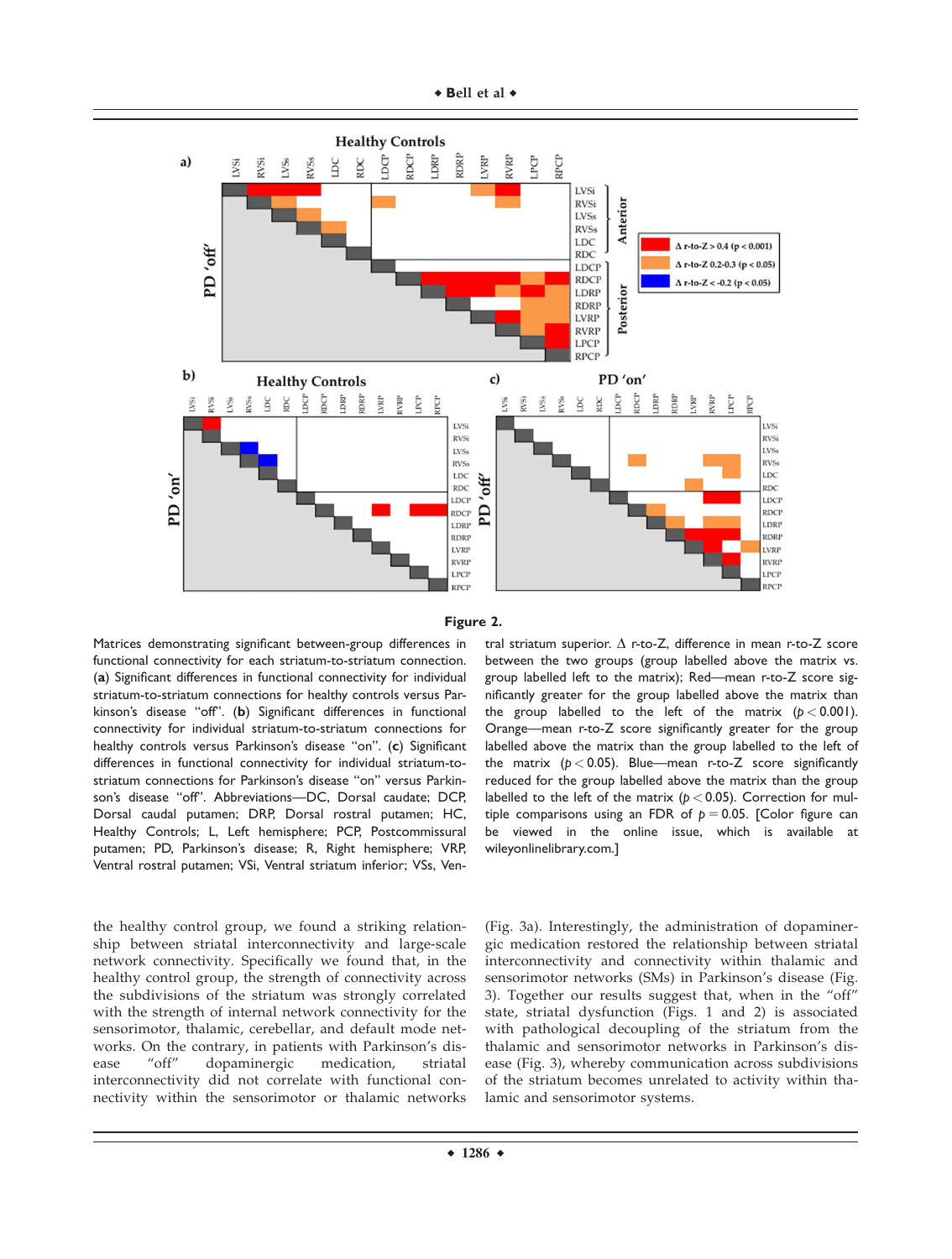**Figure 2.**

Matrices demonstrating significant between-group differences in functional connectivity for each striatum-to-striatum connection. (**a**) Significant differences in functional connectivity for individual striatum-to-striatum connections for healthy controls versus Parkinson's disease "off". (**b**) Significant differences in functional connectivity for individual striatum-to-striatum connections for healthy controls versus Parkinson's disease "on". (**c**) Significant differences in functional connectivity for individual striatum-to-striatum connections for Parkinson's disease "on" versus Parkinson's disease "off". Abbreviations—DC, Dorsal caudate; DCP, Dorsal caudal putamen; DRP, Dorsal rostral putamen; HC, Healthy Controls; L, Left hemisphere; PCP, Postcommissural putamen; PD, Parkinson's disease; R, Right hemisphere; VRP, Ventral rostral putamen; VSi, Ventral striatum inferior; VSs, Ventral striatum superior. Δ r-to-Z, difference in mean r-to-Z score between the two groups (group labelled above the matrix vs. group labelled left to the matrix); Red—mean r-to-Z score significantly greater for the group labelled above the matrix than the group labelled to the left of the matrix ($p < 0.001$). Orange—mean r-to-Z score significantly greater for the group labelled above the matrix than the group labelled to the left of the matrix ($p < 0.05$). Blue—mean r-to-Z score significantly reduced for the group labelled above the matrix than the group labelled to the left of the matrix ($p < 0.05$). Correction for multiple comparisons using an FDR of $p = 0.05$. [Color figure can be viewed in the online issue, which is available at wileyonlinelibrary.com.]

the healthy control group, we found a striking relationship between striatal interconnectivity and large-scale network connectivity. Specifically we found that, in the healthy control group, the strength of connectivity across the subdivisions of the striatum was strongly correlated with the strength of internal network connectivity for the sensorimotor, thalamic, cerebellar, and default mode networks. On the contrary, in patients with Parkinson's disease "off" dopaminergic medication, striatal interconnectivity did not correlate with functional connectivity within the sensorimotor or thalamic networks (Fig. 3a). Interestingly, the administration of dopaminergic medication restored the relationship between striatal interconnectivity and connectivity within thalamic and sensorimotor networks (SMs) in Parkinson's disease (Fig. 3). Together our results suggest that, when in the "off" state, striatal dysfunction (Figs. 1 and 2) is associated with pathological decoupling of the striatum from the thalamic and sensorimotor networks in Parkinson's disease (Fig. 3), whereby communication across subdivisions of the striatum becomes unrelated to activity within thalamic and sensorimotor systems.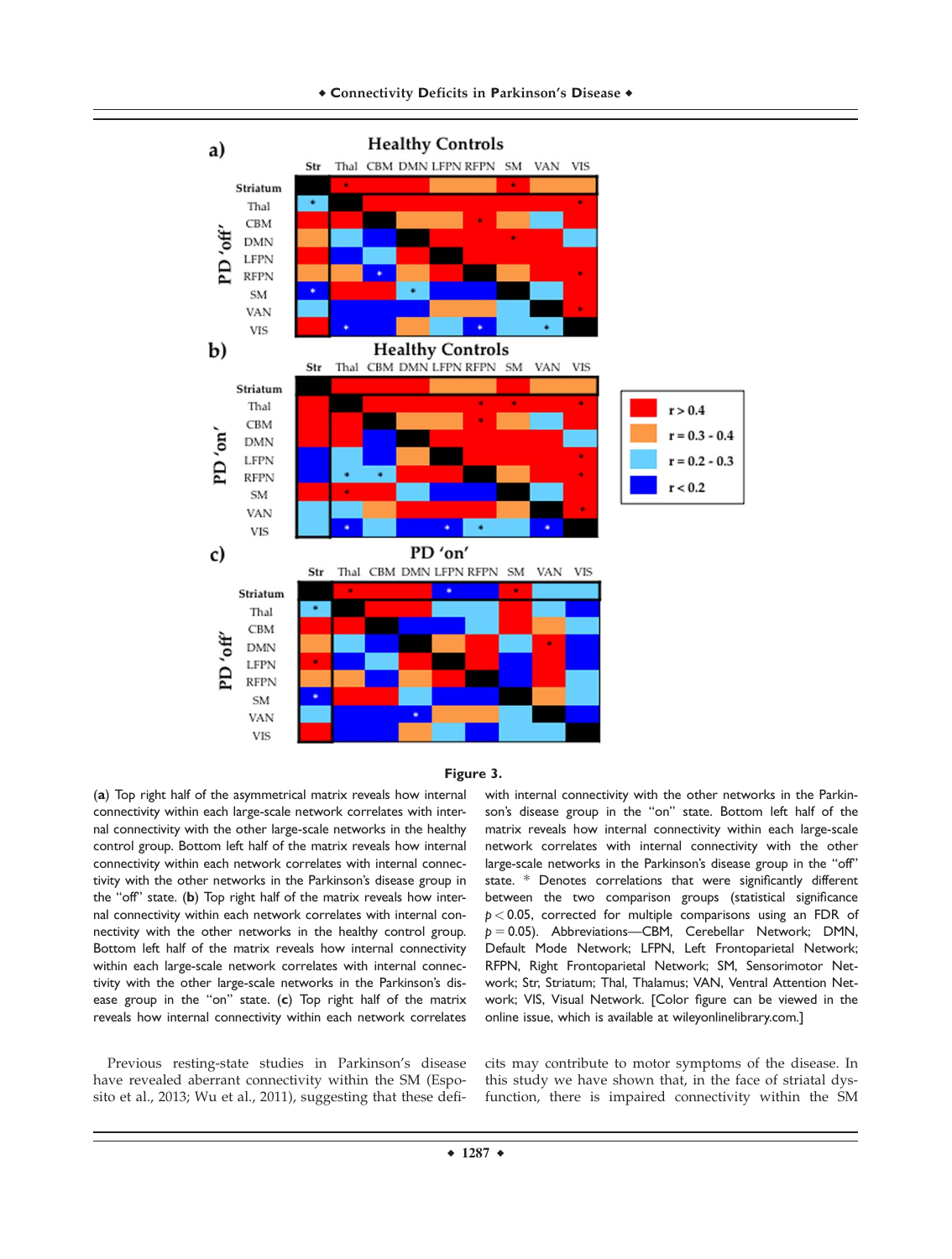a)

Healthy Controls

Str Thal CBM DMN LFPN RFPN SM VAN VIS

Striatum
Thal
CBM
DMN
LFPN
RFPN
SM
VAN
VIS

PD 'off'

b)

Healthy Controls

Str Thal CBM DMN LFPN RFPN SM VAN VIS

Striatum
Thal
CBM
DMN
LFPN
RFPN
SM
VAN
VIS

PD 'on'

r > 0.4
r = 0.3 - 0.4
r = 0.2 - 0.3
r < 0.2

c)

PD 'on'

Str Thal CBM DMN LFPN RFPN SM VAN VIS

Striatum
Thal
CBM
DMN
LFPN
RFPN
SM
VAN
VIS

PD 'off'

**Figure 3.**

(**a**) Top right half of the asymmetrical matrix reveals how internal connectivity within each large-scale network correlates with internal connectivity with the other large-scale networks in the healthy control group. Bottom left half of the matrix reveals how internal connectivity within each network correlates with internal connectivity with the other networks in the Parkinson's disease group in the "off" state. (**b**) Top right half of the matrix reveals how internal connectivity within each network correlates with internal connectivity with the other networks in the healthy control group. Bottom left half of the matrix reveals how internal connectivity within each large-scale network correlates with internal connectivity with the other large-scale networks in the Parkinson's disease group in the "on" state. (**c**) Top right half of the matrix reveals how internal connectivity within each network correlates with internal connectivity with the other networks in the Parkinson's disease group in the "on" state. Bottom left half of the matrix reveals how internal connectivity within each large-scale network correlates with internal connectivity with the other large-scale networks in the Parkinson's disease group in the "off" state. * Denotes correlations that were significantly different between the two comparison groups (statistical significance $p < 0.05$, corrected for multiple comparisons using an FDR of $p = 0.05$). Abbreviations—CBM, Cerebellar Network; DMN, Default Mode Network; LFPN, Left Frontoparietal Network; RFPN, Right Frontoparietal Network; SM, Sensorimotor Network; Str, Striatum; Thal, Thalamus; VAN, Ventral Attention Network; VIS, Visual Network. [Color figure can be viewed in the online issue, which is available at wileyonlinelibrary.com.]

Previous resting-state studies in Parkinson's disease have revealed aberrant connectivity within the SM (Esposito et al., 2013; Wu et al., 2011), suggesting that these deficits may contribute to motor symptoms of the disease. In this study we have shown that, in the face of striatal dysfunction, there is impaired connectivity within the SM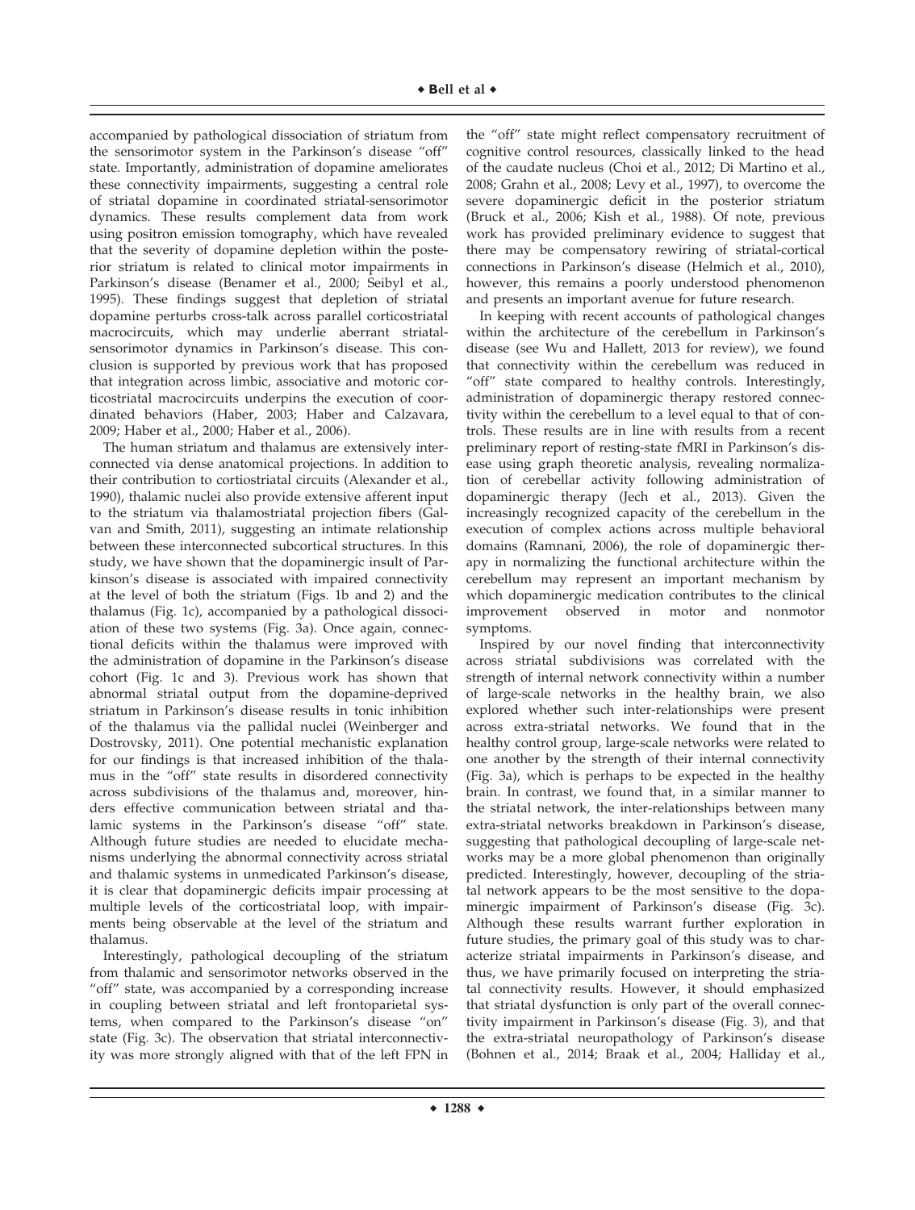accompanied by pathological dissociation of striatum from the sensorimotor system in the Parkinson's disease "off" state. Importantly, administration of dopamine ameliorates these connectivity impairments, suggesting a central role of striatal dopamine in coordinated striatal-sensorimotor dynamics. These results complement data from work using positron emission tomography, which have revealed that the severity of dopamine depletion within the posterior striatum is related to clinical motor impairments in Parkinson's disease (Benamer et al., 2000; Seibyl et al., 1995). These findings suggest that depletion of striatal dopamine perturbs cross-talk across parallel corticostriatal macrocircuits, which may underlie aberrant striatal-sensorimotor dynamics in Parkinson's disease. This conclusion is supported by previous work that has proposed that integration across limbic, associative and motoric corticostriatal macrocircuits underpins the execution of coordinated behaviors (Haber, 2003; Haber and Calzavara, 2009; Haber et al., 2000; Haber et al., 2006).

The human striatum and thalamus are extensively interconnected via dense anatomical projections. In addition to their contribution to cortiostriatal circuits (Alexander et al., 1990), thalamic nuclei also provide extensive afferent input to the striatum via thalamostriatal projection fibers (Galvan and Smith, 2011), suggesting an intimate relationship between these interconnected subcortical structures. In this study, we have shown that the dopaminergic insult of Parkinson's disease is associated with impaired connectivity at the level of both the striatum (Figs. 1b and 2) and the thalamus (Fig. 1c), accompanied by a pathological dissociation of these two systems (Fig. 3a). Once again, connectional deficits within the thalamus were improved with the administration of dopamine in the Parkinson's disease cohort (Fig. 1c and 3). Previous work has shown that abnormal striatal output from the dopamine-deprived striatum in Parkinson's disease results in tonic inhibition of the thalamus via the pallidal nuclei (Weinberger and Dostrovsky, 2011). One potential mechanistic explanation for our findings is that increased inhibition of the thalamus in the "off" state results in disordered connectivity across subdivisions of the thalamus and, moreover, hinders effective communication between striatal and thalamic systems in the Parkinson's disease "off" state. Although future studies are needed to elucidate mechanisms underlying the abnormal connectivity across striatal and thalamic systems in unmedicated Parkinson's disease, it is clear that dopaminergic deficits impair processing at multiple levels of the corticostriatal loop, with impairments being observable at the level of the striatum and thalamus.

Interestingly, pathological decoupling of the striatum from thalamic and sensorimotor networks observed in the "off" state, was accompanied by a corresponding increase in coupling between striatal and left frontoparietal systems, when compared to the Parkinson's disease "on" state (Fig. 3c). The observation that striatal interconnectivity was more strongly aligned with that of the left FPN in the "off" state might reflect compensatory recruitment of cognitive control resources, classically linked to the head of the caudate nucleus (Choi et al., 2012; Di Martino et al., 2008; Grahn et al., 2008; Levy et al., 1997), to overcome the severe dopaminergic deficit in the posterior striatum (Bruck et al., 2006; Kish et al., 1988). Of note, previous work has provided preliminary evidence to suggest that there may be compensatory rewiring of striatal-cortical connections in Parkinson's disease (Helmich et al., 2010), however, this remains a poorly understood phenomenon and presents an important avenue for future research.

In keeping with recent accounts of pathological changes within the architecture of the cerebellum in Parkinson's disease (see Wu and Hallett, 2013 for review), we found that connectivity within the cerebellum was reduced in "off" state compared to healthy controls. Interestingly, administration of dopaminergic therapy restored connectivity within the cerebellum to a level equal to that of controls. These results are in line with results from a recent preliminary report of resting-state fMRI in Parkinson's disease using graph theoretic analysis, revealing normalization of cerebellar activity following administration of dopaminergic therapy (Jech et al., 2013). Given the increasingly recognized capacity of the cerebellum in the execution of complex actions across multiple behavioral domains (Ramnani, 2006), the role of dopaminergic therapy in normalizing the functional architecture within the cerebellum may represent an important mechanism by which dopaminergic medication contributes to the clinical improvement observed in motor and nonmotor symptoms.

Inspired by our novel finding that interconnectivity across striatal subdivisions was correlated with the strength of internal network connectivity within a number of large-scale networks in the healthy brain, we also explored whether such inter-relationships were present across extra-striatal networks. We found that in the healthy control group, large-scale networks were related to one another by the strength of their internal connectivity (Fig. 3a), which is perhaps to be expected in the healthy brain. In contrast, we found that, in a similar manner to the striatal network, the inter-relationships between many extra-striatal networks breakdown in Parkinson's disease, suggesting that pathological decoupling of large-scale networks may be a more global phenomenon than originally predicted. Interestingly, however, decoupling of the striatal network appears to be the most sensitive to the dopaminergic impairment of Parkinson's disease (Fig. 3c). Although these results warrant further exploration in future studies, the primary goal of this study was to characterize striatal impairments in Parkinson's disease, and thus, we have primarily focused on interpreting the striatal connectivity results. However, it should emphasized that striatal dysfunction is only part of the overall connectivity impairment in Parkinson's disease (Fig. 3), and that the extra-striatal neuropathology of Parkinson's disease (Bohnen et al., 2014; Braak et al., 2004; Halliday et al.,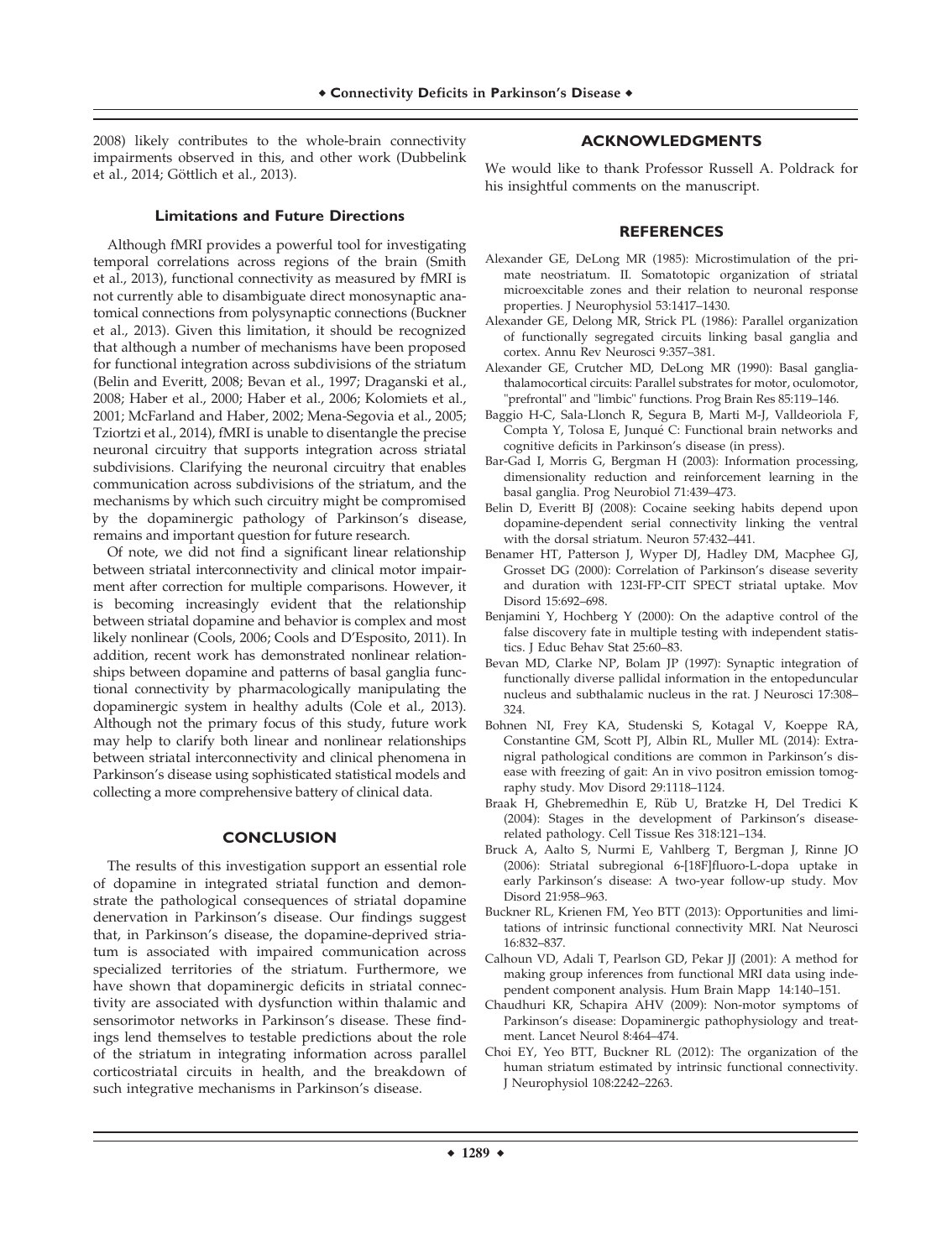2008) likely contributes to the whole-brain connectivity impairments observed in this, and other work (Dubbelink et al., 2014; Göttlich et al., 2013).

### Limitations and Future Directions

Although fMRI provides a powerful tool for investigating temporal correlations across regions of the brain (Smith et al., 2013), functional connectivity as measured by fMRI is not currently able to disambiguate direct monosynaptic anatomical connections from polysynaptic connections (Buckner et al., 2013). Given this limitation, it should be recognized that although a number of mechanisms have been proposed for functional integration across subdivisions of the striatum (Belin and Everitt, 2008; Bevan et al., 1997; Draganski et al., 2008; Haber et al., 2000; Haber et al., 2006; Kolomiets et al., 2001; McFarland and Haber, 2002; Mena-Segovia et al., 2005; Tziortzi et al., 2014), fMRI is unable to disentangle the precise neuronal circuitry that supports integration across striatal subdivisions. Clarifying the neuronal circuitry that enables communication across subdivisions of the striatum, and the mechanisms by which such circuitry might be compromised by the dopaminergic pathology of Parkinson's disease, remains and important question for future research.

Of note, we did not find a significant linear relationship between striatal interconnectivity and clinical motor impairment after correction for multiple comparisons. However, it is becoming increasingly evident that the relationship between striatal dopamine and behavior is complex and most likely nonlinear (Cools, 2006; Cools and D'Esposito, 2011). In addition, recent work has demonstrated nonlinear relationships between dopamine and patterns of basal ganglia functional connectivity by pharmacologically manipulating the dopaminergic system in healthy adults (Cole et al., 2013). Although not the primary focus of this study, future work may help to clarify both linear and nonlinear relationships between striatal interconnectivity and clinical phenomena in Parkinson's disease using sophisticated statistical models and collecting a more comprehensive battery of clinical data.

## CONCLUSION

The results of this investigation support an essential role of dopamine in integrated striatal function and demonstrate the pathological consequences of striatal dopamine denervation in Parkinson's disease. Our findings suggest that, in Parkinson's disease, the dopamine-deprived striatum is associated with impaired communication across specialized territories of the striatum. Furthermore, we have shown that dopaminergic deficits in striatal connectivity are associated with dysfunction within thalamic and sensorimotor networks in Parkinson's disease. These findings lend themselves to testable predictions about the role of the striatum in integrating information across parallel corticostriatal circuits in health, and the breakdown of such integrative mechanisms in Parkinson's disease.

## ACKNOWLEDGMENTS

We would like to thank Professor Russell A. Poldrack for his insightful comments on the manuscript.

## REFERENCES

Alexander GE, DeLong MR (1985): Microstimulation of the primate neostriatum. II. Somatotopic organization of striatal microexcitable zones and their relation to neuronal response properties. J Neurophysiol 53:1417–1430.

Alexander GE, Delong MR, Strick PL (1986): Parallel organization of functionally segregated circuits linking basal ganglia and cortex. Annu Rev Neurosci 9:357–381.

Alexander GE, Crutcher MD, DeLong MR (1990): Basal ganglia-thalamocortical circuits: Parallel substrates for motor, oculomotor, "prefrontal" and "limbic" functions. Prog Brain Res 85:119–146.

Baggio H-C, Sala-Llonch R, Segura B, Marti M-J, Valldeoriola F, Compta Y, Tolosa E, Junqué C: Functional brain networks and cognitive deficits in Parkinson's disease (in press).

Bar-Gad I, Morris G, Bergman H (2003): Information processing, dimensionality reduction and reinforcement learning in the basal ganglia. Prog Neurobiol 71:439–473.

Belin D, Everitt BJ (2008): Cocaine seeking habits depend upon dopamine-dependent serial connectivity linking the ventral with the dorsal striatum. Neuron 57:432–441.

Benamer HT, Patterson J, Wyper DJ, Hadley DM, Macphee GJ, Grosset DG (2000): Correlation of Parkinson's disease severity and duration with 123I-FP-CIT SPECT striatal uptake. Mov Disord 15:692–698.

Benjamini Y, Hochberg Y (2000): On the adaptive control of the false discovery fate in multiple testing with independent statistics. J Educ Behav Stat 25:60–83.

Bevan MD, Clarke NP, Bolam JP (1997): Synaptic integration of functionally diverse pallidal information in the entopeduncular nucleus and subthalamic nucleus in the rat. J Neurosci 17:308–324.

Bohnen NI, Frey KA, Studenski S, Kotagal V, Koeppe RA, Constantine GM, Scott PJ, Albin RL, Muller ML (2014): Extra-nigral pathological conditions are common in Parkinson's disease with freezing of gait: An in vivo positron emission tomography study. Mov Disord 29:1118–1124.

Braak H, Ghebremedhin E, Rüb U, Bratzke H, Del Tredici K (2004): Stages in the development of Parkinson's disease-related pathology. Cell Tissue Res 318:121–134.

Bruck A, Aalto S, Nurmi E, Vahlberg T, Bergman J, Rinne JO (2006): Striatal subregional 6-[18F]fluoro-L-dopa uptake in early Parkinson's disease: A two-year follow-up study. Mov Disord 21:958–963.

Buckner RL, Krienen FM, Yeo BTT (2013): Opportunities and limitations of intrinsic functional connectivity MRI. Nat Neurosci 16:832–837.

Calhoun VD, Adali T, Pearlson GD, Pekar JJ (2001): A method for making group inferences from functional MRI data using independent component analysis. Hum Brain Mapp 14:140–151.

Chaudhuri KR, Schapira AHV (2009): Non-motor symptoms of Parkinson's disease: Dopaminergic pathophysiology and treatment. Lancet Neurol 8:464–474.

Choi EY, Yeo BTT, Buckner RL (2012): The organization of the human striatum estimated by intrinsic functional connectivity. J Neurophysiol 108:2242–2263.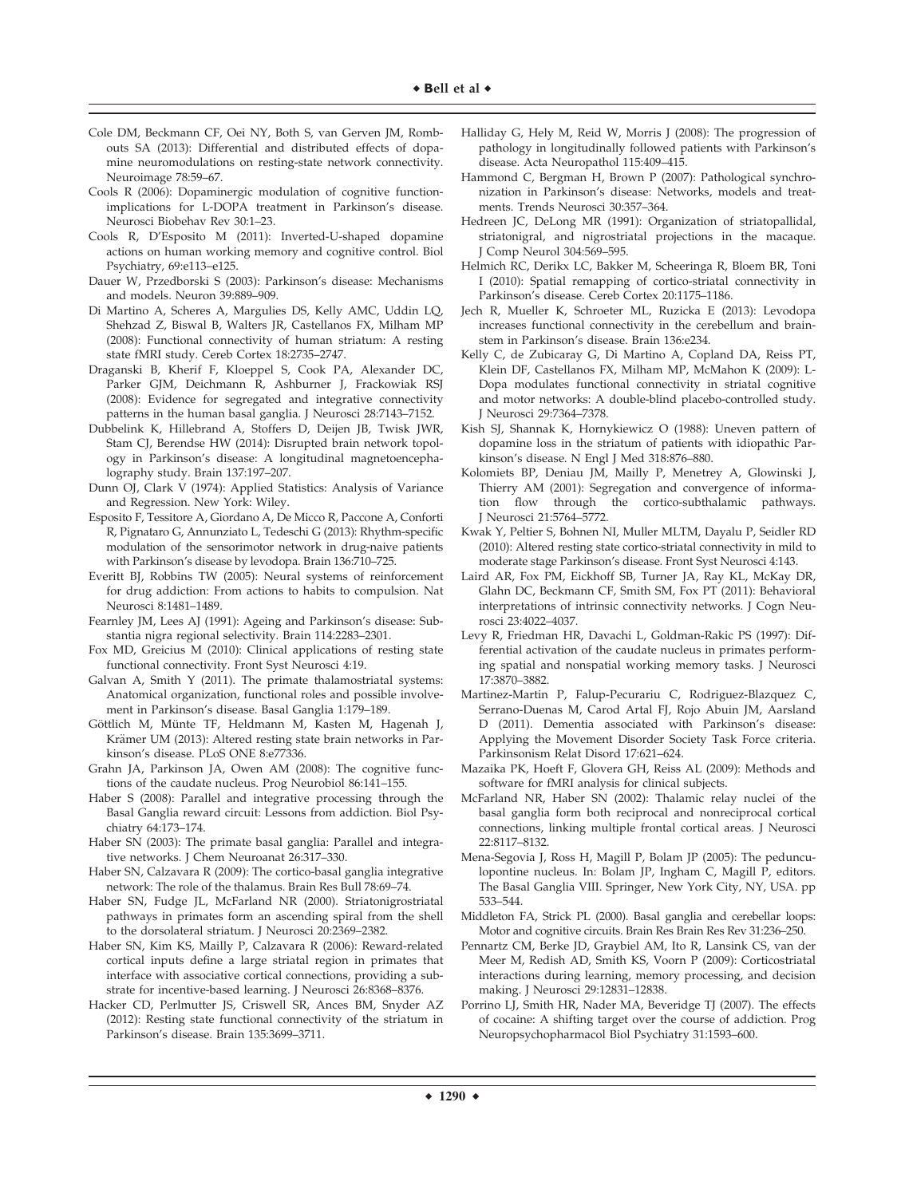Cole DM, Beckmann CF, Oei NY, Both S, van Gerven JM, Rombouts SA (2013): Differential and distributed effects of dopamine neuromodulations on resting-state network connectivity. Neuroimage 78:59–67.

Cools R (2006): Dopaminergic modulation of cognitive function-implications for L-DOPA treatment in Parkinson's disease. Neurosci Biobehav Rev 30:1–23.

Cools R, D'Esposito M (2011): Inverted-U-shaped dopamine actions on human working memory and cognitive control. Biol Psychiatry, 69:e113–e125.

Dauer W, Przedborski S (2003): Parkinson's disease: Mechanisms and models. Neuron 39:889–909.

Di Martino A, Scheres A, Margulies DS, Kelly AMC, Uddin LQ, Shehzad Z, Biswal B, Walters JR, Castellanos FX, Milham MP (2008): Functional connectivity of human striatum: A resting state fMRI study. Cereb Cortex 18:2735–2747.

Draganski B, Kherif F, Kloeppel S, Cook PA, Alexander DC, Parker GJM, Deichmann R, Ashburner J, Frackowiak RSJ (2008): Evidence for segregated and integrative connectivity patterns in the human basal ganglia. J Neurosci 28:7143–7152.

Dubbelink K, Hillebrand A, Stoffers D, Deijen JB, Twisk JWR, Stam CJ, Berendse HW (2014): Disrupted brain network topology in Parkinson's disease: A longitudinal magnetoencephalography study. Brain 137:197–207.

Dunn OJ, Clark V (1974): Applied Statistics: Analysis of Variance and Regression. New York: Wiley.

Esposito F, Tessitore A, Giordano A, De Micco R, Paccone A, Conforti R, Pignataro G, Annunziato L, Tedeschi G (2013): Rhythm-specific modulation of the sensorimotor network in drug-naive patients with Parkinson's disease by levodopa. Brain 136:710–725.

Everitt BJ, Robbins TW (2005): Neural systems of reinforcement for drug addiction: From actions to habits to compulsion. Nat Neurosci 8:1481–1489.

Fearnley JM, Lees AJ (1991): Ageing and Parkinson's disease: Substantia nigra regional selectivity. Brain 114:2283–2301.

Fox MD, Greicius M (2010): Clinical applications of resting state functional connectivity. Front Syst Neurosci 4:19.

Galvan A, Smith Y (2011). The primate thalamostriatal systems: Anatomical organization, functional roles and possible involvement in Parkinson's disease. Basal Ganglia 1:179–189.

Göttlich M, Münte TF, Heldmann M, Kasten M, Hagenah J, Krämer UM (2013): Altered resting state brain networks in Parkinson's disease. PLoS ONE 8:e77336.

Grahn JA, Parkinson JA, Owen AM (2008): The cognitive functions of the caudate nucleus. Prog Neurobiol 86:141–155.

Haber S (2008): Parallel and integrative processing through the Basal Ganglia reward circuit: Lessons from addiction. Biol Psychiatry 64:173–174.

Haber SN (2003): The primate basal ganglia: Parallel and integrative networks. J Chem Neuroanat 26:317–330.

Haber SN, Calzavara R (2009): The cortico-basal ganglia integrative network: The role of the thalamus. Brain Res Bull 78:69–74.

Haber SN, Fudge JL, McFarland NR (2000). Striatonigrostriatal pathways in primates form an ascending spiral from the shell to the dorsolateral striatum. J Neurosci 20:2369–2382.

Haber SN, Kim KS, Mailly P, Calzavara R (2006): Reward-related cortical inputs define a large striatal region in primates that interface with associative cortical connections, providing a substrate for incentive-based learning. J Neurosci 26:8368–8376.

Hacker CD, Perlmutter JS, Criswell SR, Ances BM, Snyder AZ (2012): Resting state functional connectivity of the striatum in Parkinson's disease. Brain 135:3699–3711.

Halliday G, Hely M, Reid W, Morris J (2008): The progression of pathology in longitudinally followed patients with Parkinson's disease. Acta Neuropathol 115:409–415.

Hammond C, Bergman H, Brown P (2007): Pathological synchronization in Parkinson's disease: Networks, models and treatments. Trends Neurosci 30:357–364.

Hedreen JC, DeLong MR (1991): Organization of striatopallidal, striatonigral, and nigrostriatal projections in the macaque. J Comp Neurol 304:569–595.

Helmich RC, Derikx LC, Bakker M, Scheeringa R, Bloem BR, Toni I (2010): Spatial remapping of cortico-striatal connectivity in Parkinson's disease. Cereb Cortex 20:1175–1186.

Jech R, Mueller K, Schroeter ML, Ruzicka E (2013): Levodopa increases functional connectivity in the cerebellum and brainstem in Parkinson's disease. Brain 136:e234.

Kelly C, de Zubicaray G, Di Martino A, Copland DA, Reiss PT, Klein DF, Castellanos FX, Milham MP, McMahon K (2009): L-Dopa modulates functional connectivity in striatal cognitive and motor networks: A double-blind placebo-controlled study. J Neurosci 29:7364–7378.

Kish SJ, Shannak K, Hornykiewicz O (1988): Uneven pattern of dopamine loss in the striatum of patients with idiopathic Parkinson's disease. N Engl J Med 318:876–880.

Kolomiets BP, Deniau JM, Mailly P, Menetrey A, Glowinski J, Thierry AM (2001): Segregation and convergence of information flow through the cortico-subthalamic pathways. J Neurosci 21:5764–5772.

Kwak Y, Peltier S, Bohnen NI, Muller MLTM, Dayalu P, Seidler RD (2010): Altered resting state cortico-striatal connectivity in mild to moderate stage Parkinson's disease. Front Syst Neurosci 4:143.

Laird AR, Fox PM, Eickhoff SB, Turner JA, Ray KL, McKay DR, Glahn DC, Beckmann CF, Smith SM, Fox PT (2011): Behavioral interpretations of intrinsic connectivity networks. J Cogn Neurosci 23:4022–4037.

Levy R, Friedman HR, Davachi L, Goldman-Rakic PS (1997): Differential activation of the caudate nucleus in primates performing spatial and nonspatial working memory tasks. J Neurosci 17:3870–3882.

Martinez-Martin P, Falup-Pecurariu C, Rodriguez-Blazquez C, Serrano-Duenas M, Carod Artal FJ, Rojo Abuin JM, Aarsland D (2011). Dementia associated with Parkinson's disease: Applying the Movement Disorder Society Task Force criteria. Parkinsonism Relat Disord 17:621–624.

Mazaika PK, Hoeft F, Glovera GH, Reiss AL (2009): Methods and software for fMRI analysis for clinical subjects.

McFarland NR, Haber SN (2002): Thalamic relay nuclei of the basal ganglia form both reciprocal and nonreciprocal cortical connections, linking multiple frontal cortical areas. J Neurosci 22:8117–8132.

Mena-Segovia J, Ross H, Magill P, Bolam JP (2005): The pedunculopontine nucleus. In: Bolam JP, Ingham C, Magill P, editors. The Basal Ganglia VIII. Springer, New York City, NY, USA. pp 533–544.

Middleton FA, Strick PL (2000). Basal ganglia and cerebellar loops: Motor and cognitive circuits. Brain Res Brain Res Rev 31:236–250.

Pennartz CM, Berke JD, Graybiel AM, Ito R, Lansink CS, van der Meer M, Redish AD, Smith KS, Voorn P (2009): Corticostriatal interactions during learning, memory processing, and decision making. J Neurosci 29:12831–12838.

Porrino LJ, Smith HR, Nader MA, Beveridge TJ (2007). The effects of cocaine: A shifting target over the course of addiction. Prog Neuropsychopharmacol Biol Psychiatry 31:1593–600.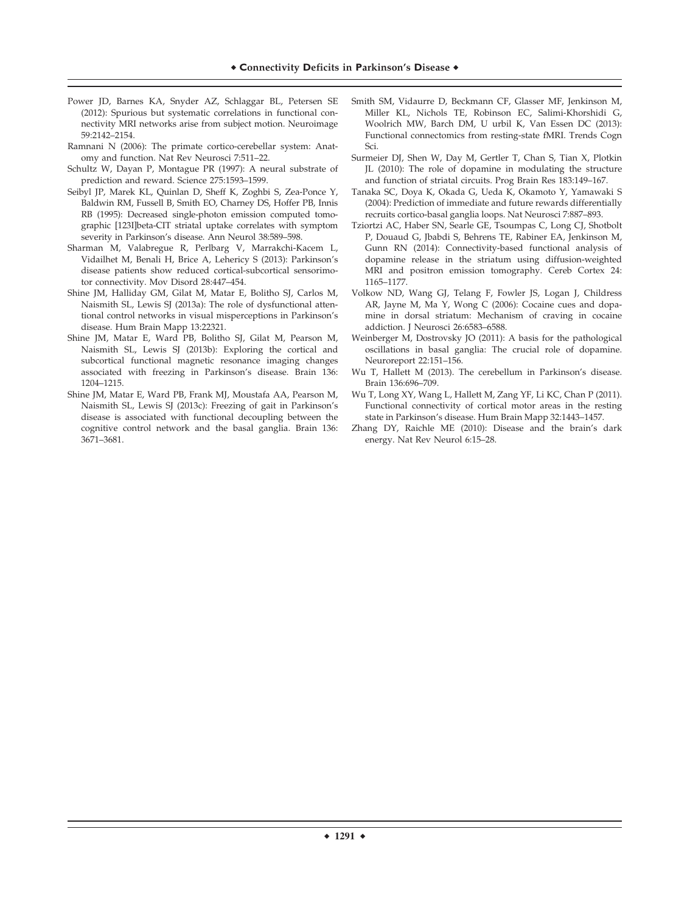Power JD, Barnes KA, Snyder AZ, Schlaggar BL, Petersen SE (2012): Spurious but systematic correlations in functional connectivity MRI networks arise from subject motion. Neuroimage 59:2142–2154.

Ramnani N (2006): The primate cortico-cerebellar system: Anatomy and function. Nat Rev Neurosci 7:511–22.

Schultz W, Dayan P, Montague PR (1997): A neural substrate of prediction and reward. Science 275:1593–1599.

Seibyl JP, Marek KL, Quinlan D, Sheff K, Zoghbi S, Zea-Ponce Y, Baldwin RM, Fussell B, Smith EO, Charney DS, Hoffer PB, Innis RB (1995): Decreased single-photon emission computed tomographic [123I]beta-CIT striatal uptake correlates with symptom severity in Parkinson's disease. Ann Neurol 38:589–598.

Sharman M, Valabregue R, Perlbarg V, Marrakchi-Kacem L, Vidailhet M, Benali H, Brice A, Lehericy S (2013): Parkinson's disease patients show reduced cortical-subcortical sensorimotor connectivity. Mov Disord 28:447–454.

Shine JM, Halliday GM, Gilat M, Matar E, Bolitho SJ, Carlos M, Naismith SL, Lewis SJ (2013a): The role of dysfunctional attentional control networks in visual misperceptions in Parkinson's disease. Hum Brain Mapp 13:22321.

Shine JM, Matar E, Ward PB, Bolitho SJ, Gilat M, Pearson M, Naismith SL, Lewis SJ (2013b): Exploring the cortical and subcortical functional magnetic resonance imaging changes associated with freezing in Parkinson's disease. Brain 136: 1204–1215.

Shine JM, Matar E, Ward PB, Frank MJ, Moustafa AA, Pearson M, Naismith SL, Lewis SJ (2013c): Freezing of gait in Parkinson's disease is associated with functional decoupling between the cognitive control network and the basal ganglia. Brain 136: 3671–3681.

Smith SM, Vidaurre D, Beckmann CF, Glasser MF, Jenkinson M, Miller KL, Nichols TE, Robinson EC, Salimi-Khorshidi G, Woolrich MW, Barch DM, U urbil K, Van Essen DC (2013): Functional connectomics from resting-state fMRI. Trends Cogn Sci.

Surmeier DJ, Shen W, Day M, Gertler T, Chan S, Tian X, Plotkin JL (2010): The role of dopamine in modulating the structure and function of striatal circuits. Prog Brain Res 183:149–167.

Tanaka SC, Doya K, Okada G, Ueda K, Okamoto Y, Yamawaki S (2004): Prediction of immediate and future rewards differentially recruits cortico-basal ganglia loops. Nat Neurosci 7:887–893.

Tziortzi AC, Haber SN, Searle GE, Tsoumpas C, Long CJ, Shotbolt P, Douaud G, Jbabdi S, Behrens TE, Rabiner EA, Jenkinson M, Gunn RN (2014): Connectivity-based functional analysis of dopamine release in the striatum using diffusion-weighted MRI and positron emission tomography. Cereb Cortex 24: 1165–1177.

Volkow ND, Wang GJ, Telang F, Fowler JS, Logan J, Childress AR, Jayne M, Ma Y, Wong C (2006): Cocaine cues and dopamine in dorsal striatum: Mechanism of craving in cocaine addiction. J Neurosci 26:6583–6588.

Weinberger M, Dostrovsky JO (2011): A basis for the pathological oscillations in basal ganglia: The crucial role of dopamine. Neuroreport 22:151–156.

Wu T, Hallett M (2013). The cerebellum in Parkinson's disease. Brain 136:696–709.

Wu T, Long XY, Wang L, Hallett M, Zang YF, Li KC, Chan P (2011). Functional connectivity of cortical motor areas in the resting state in Parkinson's disease. Hum Brain Mapp 32:1443–1457.

Zhang DY, Raichle ME (2010): Disease and the brain's dark energy. Nat Rev Neurol 6:15–28.